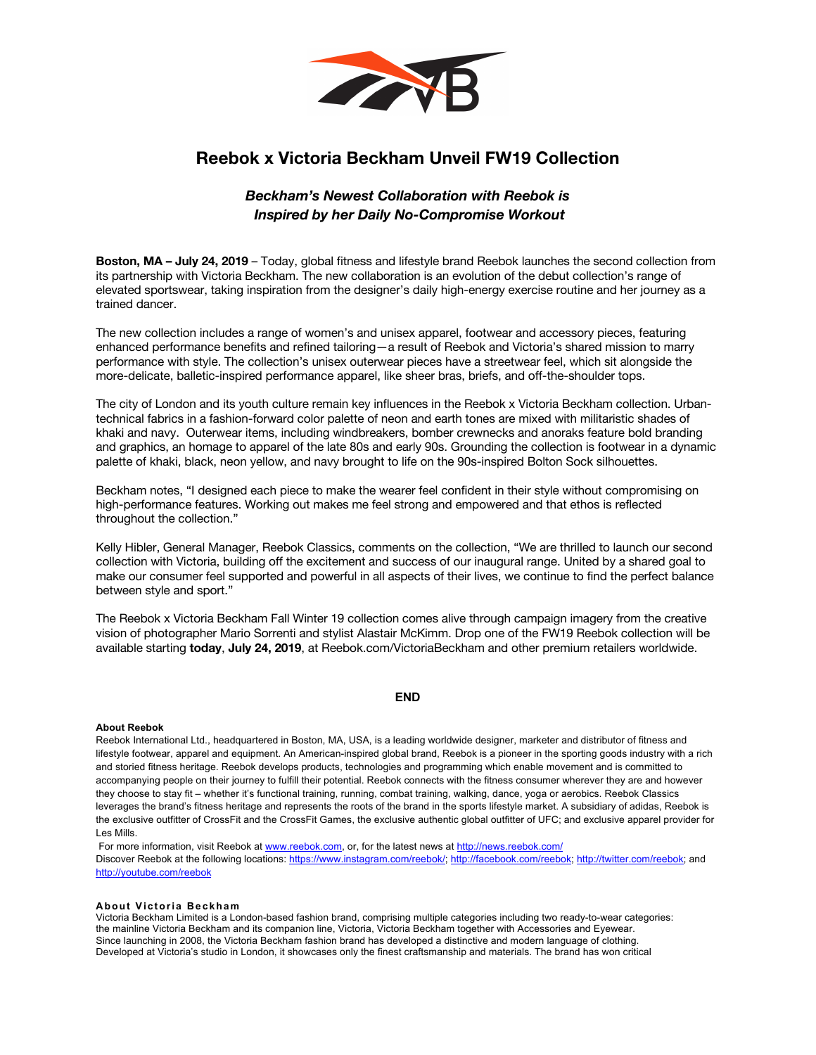# Reebok x Victoria Beckham Unveil FW19 Collection

## *Beckham's Newest Collaboration with Reebok is Inspired by her Daily No-Compromise Workout*

**Boston, MA – July 24, 2019** – Today, global fitness and lifestyle brand Reebok launches the second collection from its partnership with Victoria Beckham. The new collaboration is an evolution of the debut collection's range of elevated sportswear, taking inspiration from the designer's daily high-energy exercise routine and her journey as a trained dancer.

The new collection includes a range of women's and unisex apparel, footwear and accessory pieces, featuring enhanced performance benefits and refined tailoring—a result of Reebok and Victoria's shared mission to marry performance with style. The collection's unisex outerwear pieces have a streetwear feel, which sit alongside the more-delicate, balletic-inspired performance apparel, like sheer bras, briefs, and off-the-shoulder tops.

The city of London and its youth culture remain key influences in the Reebok x Victoria Beckham collection. Urban-technical fabrics in a fashion-forward color palette of neon and earth tones are mixed with militaristic shades of khaki and navy. Outerwear items, including windbreakers, bomber crewnecks and anoraks feature bold branding and graphics, an homage to apparel of the late 80s and early 90s. Grounding the collection is footwear in a dynamic palette of khaki, black, neon yellow, and navy brought to life on the 90s-inspired Bolton Sock silhouettes.

Beckham notes, "I designed each piece to make the wearer feel confident in their style without compromising on high-performance features. Working out makes me feel strong and empowered and that ethos is reflected throughout the collection."

Kelly Hibler, General Manager, Reebok Classics, comments on the collection, "We are thrilled to launch our second collection with Victoria, building off the excitement and success of our inaugural range. United by a shared goal to make our consumer feel supported and powerful in all aspects of their lives, we continue to find the perfect balance between style and sport."

The Reebok x Victoria Beckham Fall Winter 19 collection comes alive through campaign imagery from the creative vision of photographer Mario Sorrenti and stylist Alastair McKimm. Drop one of the FW19 Reebok collection will be available starting **today**, **July 24, 2019**, at Reebok.com/VictoriaBeckham and other premium retailers worldwide.

**END**

**About Reebok**

Reebok International Ltd., headquartered in Boston, MA, USA, is a leading worldwide designer, marketer and distributor of fitness and lifestyle footwear, apparel and equipment. An American-inspired global brand, Reebok is a pioneer in the sporting goods industry with a rich and storied fitness heritage. Reebok develops products, technologies and programming which enable movement and is committed to accompanying people on their journey to fulfill their potential. Reebok connects with the fitness consumer wherever they are and however they choose to stay fit – whether it's functional training, running, combat training, walking, dance, yoga or aerobics. Reebok Classics leverages the brand's fitness heritage and represents the roots of the brand in the sports lifestyle market. A subsidiary of adidas, Reebok is the exclusive outfitter of CrossFit and the CrossFit Games, the exclusive authentic global outfitter of UFC; and exclusive apparel provider for Les Mills.

For more information, visit Reebok at www.reebok.com, or, for the latest news at http://news.reebok.com/

Discover Reebok at the following locations: https://www.instagram.com/reebok/; http://facebook.com/reebok; http://twitter.com/reebok; and http://youtube.com/reebok

**About Victoria Beckham**

Victoria Beckham Limited is a London-based fashion brand, comprising multiple categories including two ready-to-wear categories: the mainline Victoria Beckham and its companion line, Victoria, Victoria Beckham together with Accessories and Eyewear. Since launching in 2008, the Victoria Beckham fashion brand has developed a distinctive and modern language of clothing. Developed at Victoria's studio in London, it showcases only the finest craftsmanship and materials. The brand has won critical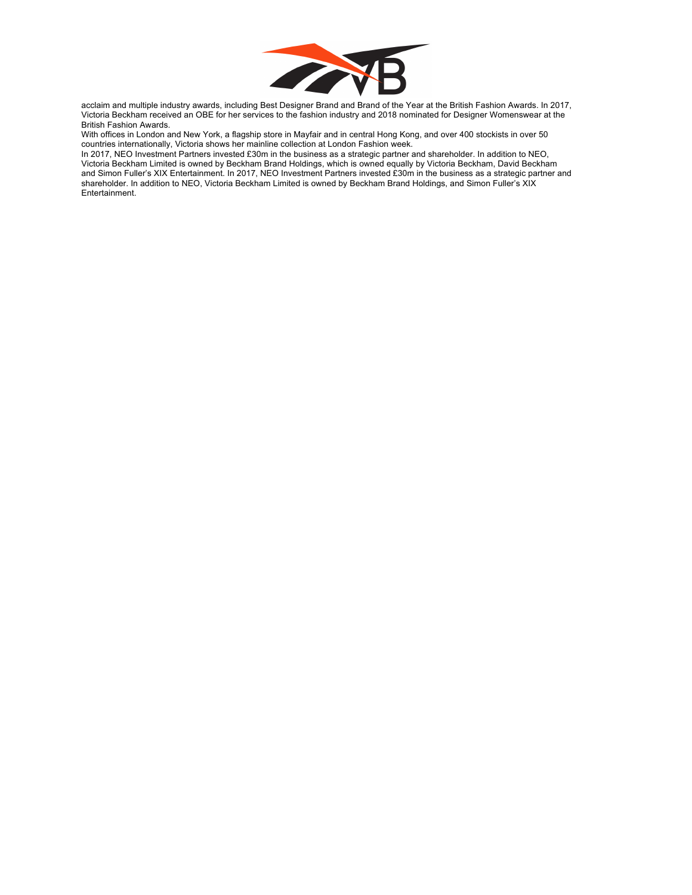acclaim and multiple industry awards, including Best Designer Brand and Brand of the Year at the British Fashion Awards. In 2017, Victoria Beckham received an OBE for her services to the fashion industry and 2018 nominated for Designer Womenswear at the British Fashion Awards.

With offices in London and New York, a flagship store in Mayfair and in central Hong Kong, and over 400 stockists in over 50 countries internationally, Victoria shows her mainline collection at London Fashion week.

In 2017, NEO Investment Partners invested £30m in the business as a strategic partner and shareholder. In addition to NEO, Victoria Beckham Limited is owned by Beckham Brand Holdings, which is owned equally by Victoria Beckham, David Beckham and Simon Fuller's XIX Entertainment. In 2017, NEO Investment Partners invested £30m in the business as a strategic partner and shareholder. In addition to NEO, Victoria Beckham Limited is owned by Beckham Brand Holdings, and Simon Fuller's XIX Entertainment.